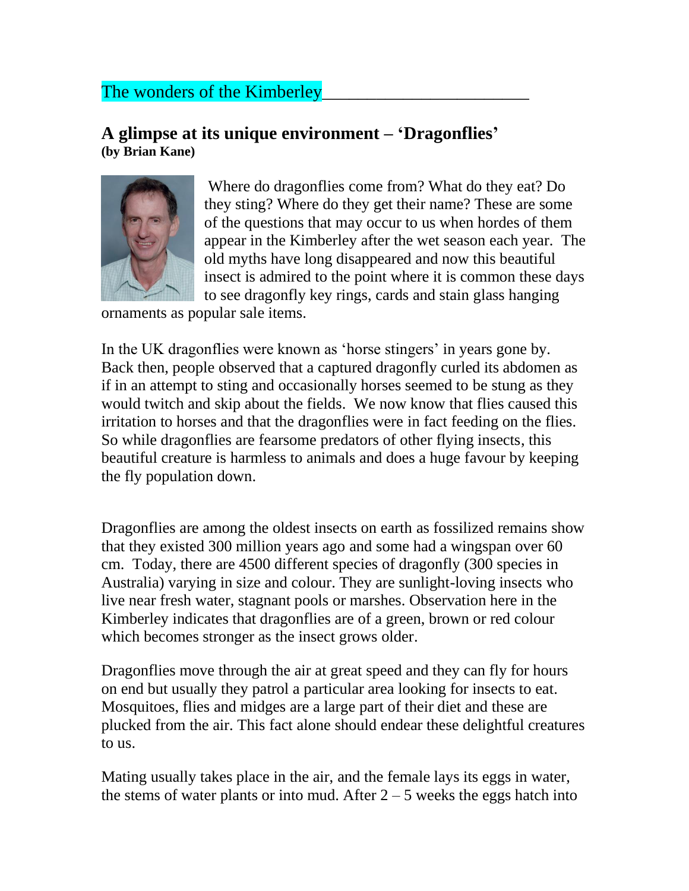The wonders of the Kimberley

## A glimpse at its unique environment – 'Dragonflies'

**(by Brian Kane)**

Where do dragonflies come from? What do they eat? Do they sting? Where do they get their name? These are some of the questions that may occur to us when hordes of them appear in the Kimberley after the wet season each year. The old myths have long disappeared and now this beautiful insect is admired to the point where it is common these days to see dragonfly key rings, cards and stain glass hanging ornaments as popular sale items.

In the UK dragonflies were known as 'horse stingers' in years gone by. Back then, people observed that a captured dragonfly curled its abdomen as if in an attempt to sting and occasionally horses seemed to be stung as they would twitch and skip about the fields. We now know that flies caused this irritation to horses and that the dragonflies were in fact feeding on the flies. So while dragonflies are fearsome predators of other flying insects, this beautiful creature is harmless to animals and does a huge favour by keeping the fly population down.

Dragonflies are among the oldest insects on earth as fossilized remains show that they existed 300 million years ago and some had a wingspan over 60 cm. Today, there are 4500 different species of dragonfly (300 species in Australia) varying in size and colour. They are sunlight-loving insects who live near fresh water, stagnant pools or marshes. Observation here in the Kimberley indicates that dragonflies are of a green, brown or red colour which becomes stronger as the insect grows older.

Dragonflies move through the air at great speed and they can fly for hours on end but usually they patrol a particular area looking for insects to eat. Mosquitoes, flies and midges are a large part of their diet and these are plucked from the air. This fact alone should endear these delightful creatures to us.

Mating usually takes place in the air, and the female lays its eggs in water, the stems of water plants or into mud. After 2 – 5 weeks the eggs hatch into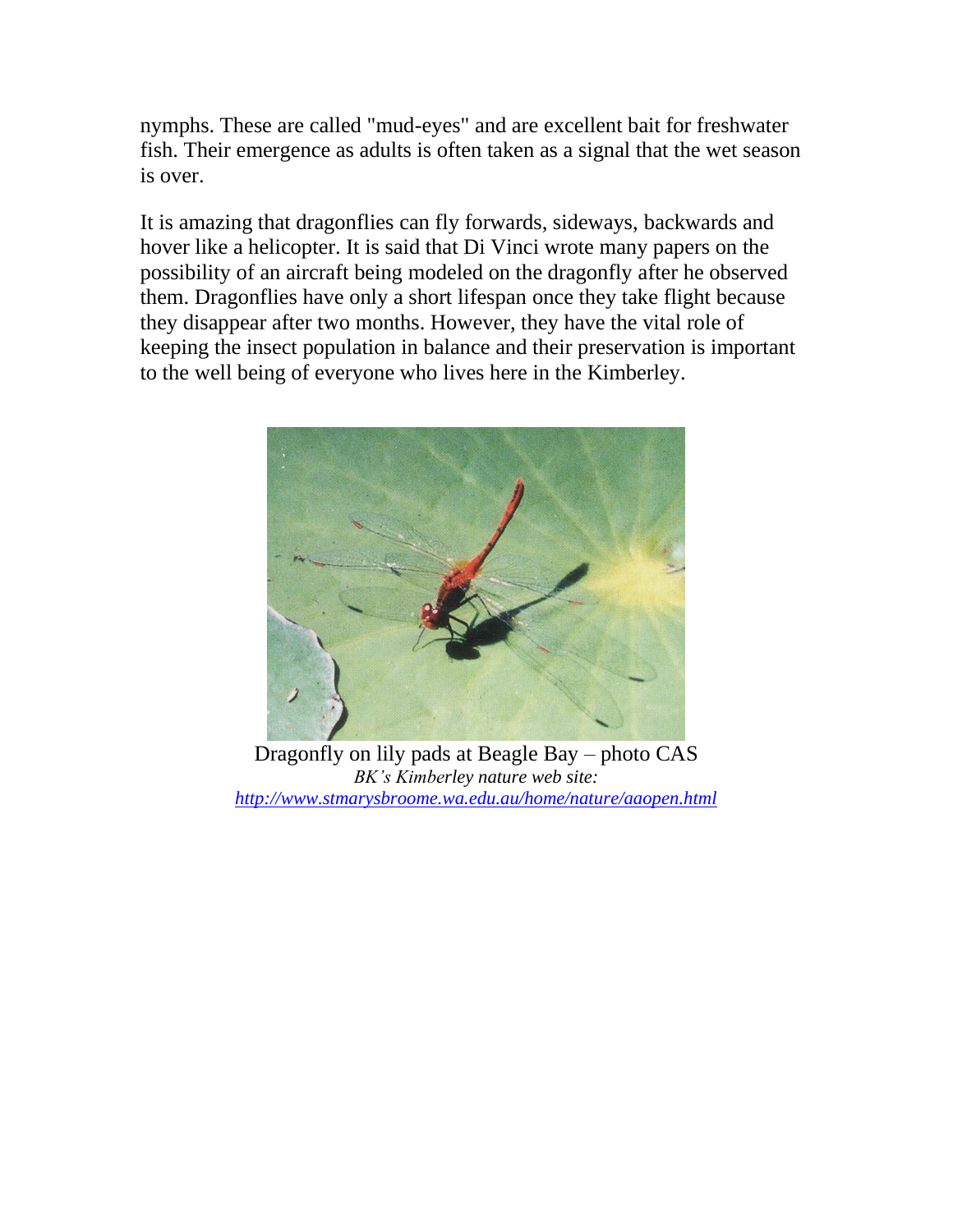nymphs. These are called "mud-eyes" and are excellent bait for freshwater fish. Their emergence as adults is often taken as a signal that the wet season is over.

It is amazing that dragonflies can fly forwards, sideways, backwards and hover like a helicopter. It is said that Di Vinci wrote many papers on the possibility of an aircraft being modeled on the dragonfly after he observed them. Dragonflies have only a short lifespan once they take flight because they disappear after two months. However, they have the vital role of keeping the insect population in balance and their preservation is important to the well being of everyone who lives here in the Kimberley.

Dragonfly on lily pads at Beagle Bay – photo CAS

*BK's Kimberley nature web site:*
*http://www.stmarysbroome.wa.edu.au/home/nature/aaopen.html*